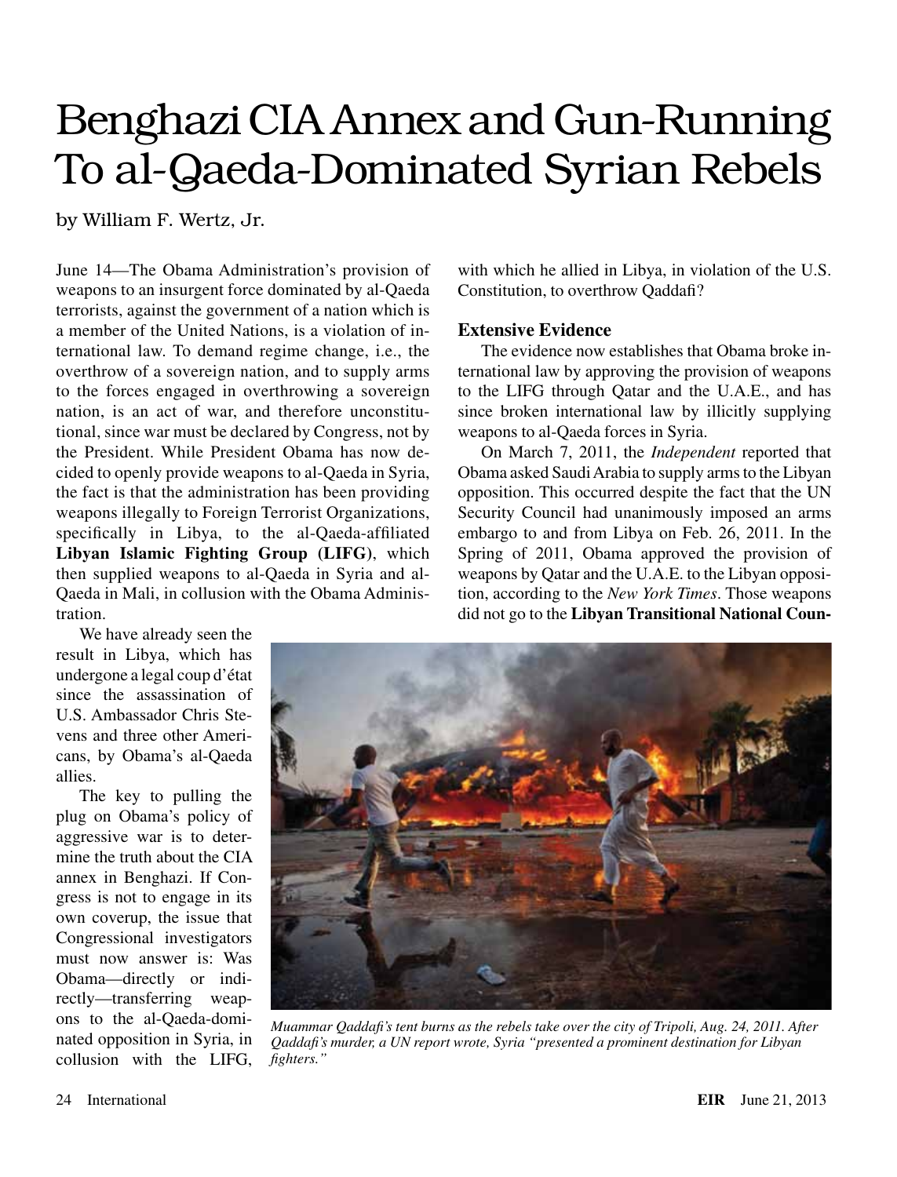# Benghazi CIA Annex and Gun-Running To al-Qaeda-Dominated Syrian Rebels

by William F. Wertz, Jr.

June 14—The Obama Administration's provision of weapons to an insurgent force dominated by al-Qaeda terrorists, against the government of a nation which is a member of the United Nations, is a violation of international law. To demand regime change, i.e., the overthrow of a sovereign nation, and to supply arms to the forces engaged in overthrowing a sovereign nation, is an act of war, and therefore unconstitutional, since war must be declared by Congress, not by the President. While President Obama has now decided to openly provide weapons to al-Qaeda in Syria, the fact is that the administration has been providing weapons illegally to Foreign Terrorist Organizations, specifically in Libya, to the al-Qaeda-affiliated **Libyan Islamic Fighting Group (LIFG)**, which then supplied weapons to al-Qaeda in Syria and al-Qaeda in Mali, in collusion with the Obama Administration.

We have already seen the result in Libya, which has undergone a legal coup d'état since the assassination of U.S. Ambassador Chris Stevens and three other Americans, by Obama's al-Qaeda allies.

The key to pulling the plug on Obama's policy of aggressive war is to determine the truth about the CIA annex in Benghazi. If Congress is not to engage in its own coverup, the issue that Congressional investigators must now answer is: Was Obama—directly or indirectly—transferring weapons to the al-Qaeda-dominated opposition in Syria, in collusion with the LIFG, with which he allied in Libya, in violation of the U.S. Constitution, to overthrow Qaddafi?

*Muammar Qaddafi's tent burns as the rebels take over the city of Tripoli, Aug. 24, 2011. After Qaddafi's murder, a UN report wrote, Syria "presented a prominent destination for Libyan fighters."*

### Extensive Evidence

The evidence now establishes that Obama broke international law by approving the provision of weapons to the LIFG through Qatar and the U.A.E., and has since broken international law by illicitly supplying weapons to al-Qaeda forces in Syria.

On March 7, 2011, the *Independent* reported that Obama asked Saudi Arabia to supply arms to the Libyan opposition. This occurred despite the fact that the UN Security Council had unanimously imposed an arms embargo to and from Libya on Feb. 26, 2011. In the Spring of 2011, Obama approved the provision of weapons by Qatar and the U.A.E. to the Libyan opposition, according to the *New York Times*. Those weapons did not go to the **Libyan Transitional National Coun-**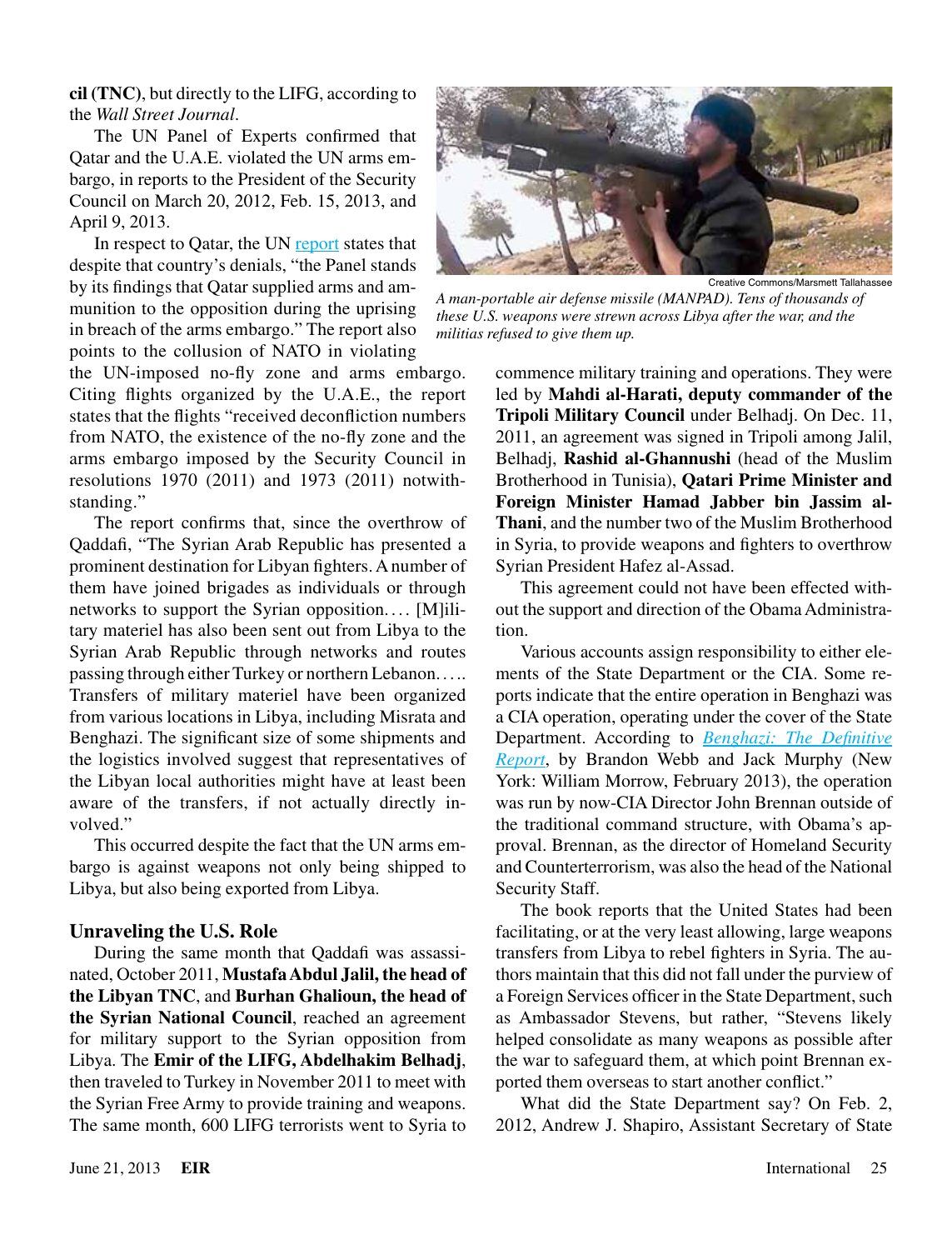**cil (TNC)**, but directly to the LIFG, according to the *Wall Street Journal*.

The UN Panel of Experts confirmed that Qatar and the U.A.E. violated the UN arms embargo, in reports to the President of the Security Council on March 20, 2012, Feb. 15, 2013, and April 9, 2013.

In respect to Qatar, the UN report states that despite that country's denials, "the Panel stands by its findings that Qatar supplied arms and ammunition to the opposition during the uprising in breach of the arms embargo." The report also points to the collusion of NATO in violating the UN-imposed no-fly zone and arms embargo. Citing flights organized by the U.A.E., the report states that the flights "received deconfliction numbers from NATO, the existence of the no-fly zone and the arms embargo imposed by the Security Council in resolutions 1970 (2011) and 1973 (2011) notwithstanding."

The report confirms that, since the overthrow of Qaddafi, "The Syrian Arab Republic has presented a prominent destination for Libyan fighters. A number of them have joined brigades as individuals or through networks to support the Syrian opposition.... [M]ilitary materiel has also been sent out from Libya to the Syrian Arab Republic through networks and routes passing through either Turkey or northern Lebanon..... Transfers of military materiel have been organized from various locations in Libya, including Misrata and Benghazi. The significant size of some shipments and the logistics involved suggest that representatives of the Libyan local authorities might have at least been aware of the transfers, if not actually directly involved."

This occurred despite the fact that the UN arms embargo is against weapons not only being shipped to Libya, but also being exported from Libya.

Creative Commons/Marsmett Tallahassee

*A man-portable air defense missile (MANPAD). Tens of thousands of these U.S. weapons were strewn across Libya after the war, and the militias refused to give them up.*

### Unraveling the U.S. Role

During the same month that Qaddafi was assassinated, October 2011, **Mustafa Abdul Jalil, the head of the Libyan TNC**, and **Burhan Ghalioun, the head of the Syrian National Council**, reached an agreement for military support to the Syrian opposition from Libya. The **Emir of the LIFG, Abdelhakim Belhadj**, then traveled to Turkey in November 2011 to meet with the Syrian Free Army to provide training and weapons. The same month, 600 LIFG terrorists went to Syria to commence military training and operations. They were led by **Mahdi al-Harati, deputy commander of the Tripoli Military Council** under Belhadj. On Dec. 11, 2011, an agreement was signed in Tripoli among Jalil, Belhadj, **Rashid al-Ghannushi** (head of the Muslim Brotherhood in Tunisia), **Qatari Prime Minister and Foreign Minister Hamad Jabber bin Jassim al-Thani**, and the number two of the Muslim Brotherhood in Syria, to provide weapons and fighters to overthrow Syrian President Hafez al-Assad.

This agreement could not have been effected without the support and direction of the Obama Administration.

Various accounts assign responsibility to either elements of the State Department or the CIA. Some reports indicate that the entire operation in Benghazi was a CIA operation, operating under the cover of the State Department. According to *Benghazi: The Definitive Report*, by Brandon Webb and Jack Murphy (New York: William Morrow, February 2013), the operation was run by now-CIA Director John Brennan outside of the traditional command structure, with Obama's approval. Brennan, as the director of Homeland Security and Counterterrorism, was also the head of the National Security Staff.

The book reports that the United States had been facilitating, or at the very least allowing, large weapons transfers from Libya to rebel fighters in Syria. The authors maintain that this did not fall under the purview of a Foreign Services officer in the State Department, such as Ambassador Stevens, but rather, "Stevens likely helped consolidate as many weapons as possible after the war to safeguard them, at which point Brennan exported them overseas to start another conflict."

What did the State Department say? On Feb. 2, 2012, Andrew J. Shapiro, Assistant Secretary of State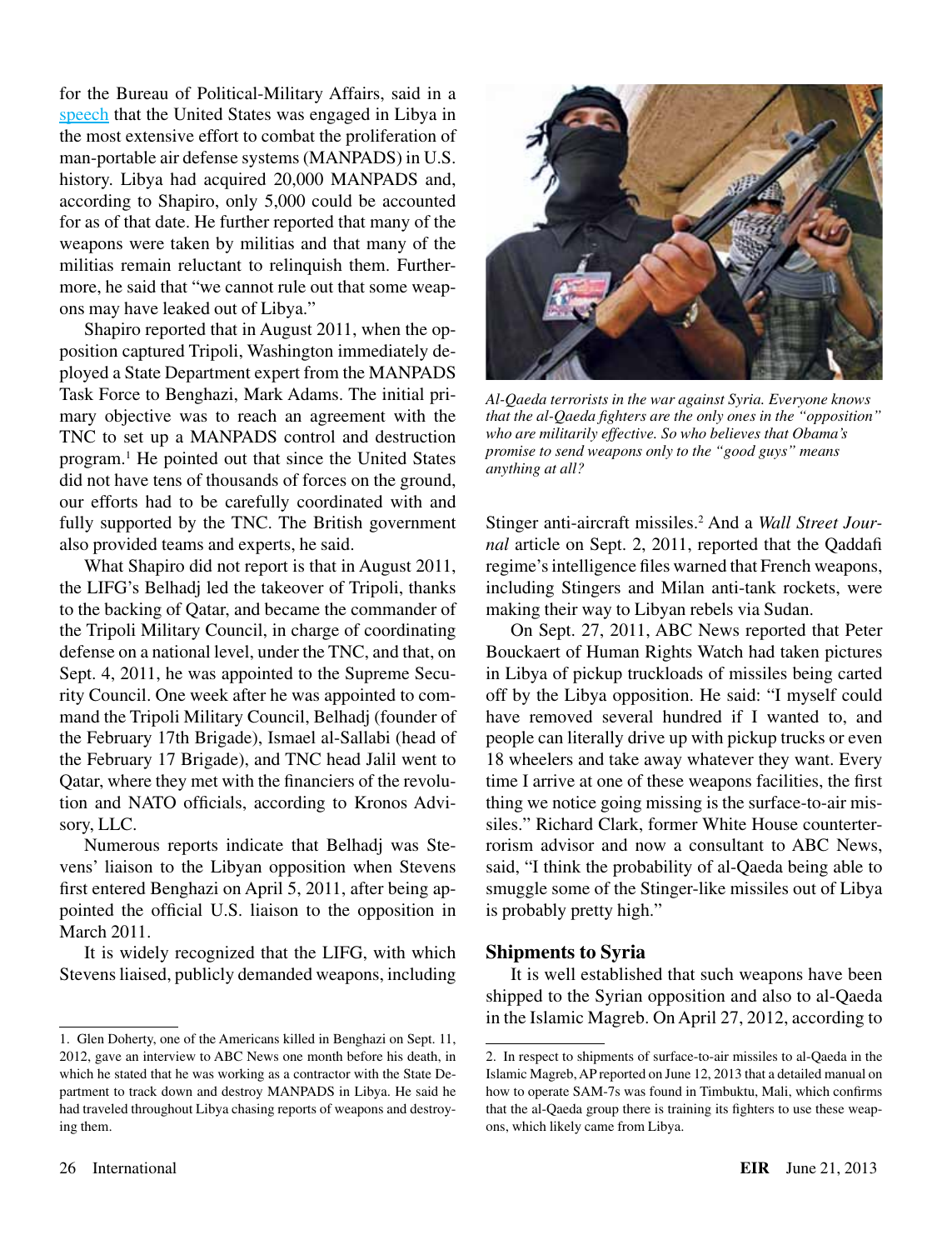for the Bureau of Political-Military Affairs, said in a speech that the United States was engaged in Libya in the most extensive effort to combat the proliferation of man-portable air defense systems (MANPADS) in U.S. history. Libya had acquired 20,000 MANPADS and, according to Shapiro, only 5,000 could be accounted for as of that date. He further reported that many of the weapons were taken by militias and that many of the militias remain reluctant to relinquish them. Furthermore, he said that "we cannot rule out that some weapons may have leaked out of Libya."

Shapiro reported that in August 2011, when the opposition captured Tripoli, Washington immediately deployed a State Department expert from the MANPADS Task Force to Benghazi, Mark Adams. The initial primary objective was to reach an agreement with the TNC to set up a MANPADS control and destruction program.[1] He pointed out that since the United States did not have tens of thousands of forces on the ground, our efforts had to be carefully coordinated with and fully supported by the TNC. The British government also provided teams and experts, he said.

What Shapiro did not report is that in August 2011, the LIFG's Belhadj led the takeover of Tripoli, thanks to the backing of Qatar, and became the commander of the Tripoli Military Council, in charge of coordinating defense on a national level, under the TNC, and that, on Sept. 4, 2011, he was appointed to the Supreme Security Council. One week after he was appointed to command the Tripoli Military Council, Belhadj (founder of the February 17th Brigade), Ismael al-Sallabi (head of the February 17 Brigade), and TNC head Jalil went to Qatar, where they met with the financiers of the revolution and NATO officials, according to Kronos Advisory, LLC.

Numerous reports indicate that Belhadj was Stevens' liaison to the Libyan opposition when Stevens first entered Benghazi on April 5, 2011, after being appointed the official U.S. liaison to the opposition in March 2011.

It is widely recognized that the LIFG, with which Stevens liaised, publicly demanded weapons, including Stinger anti-aircraft missiles.[2] And a *Wall Street Journal* article on Sept. 2, 2011, reported that the Qaddafi regime's intelligence files warned that French weapons, including Stingers and Milan anti-tank rockets, were making their way to Libyan rebels via Sudan.

On Sept. 27, 2011, ABC News reported that Peter Bouckaert of Human Rights Watch had taken pictures in Libya of pickup truckloads of missiles being carted off by the Libya opposition. He said: "I myself could have removed several hundred if I wanted to, and people can literally drive up with pickup trucks or even 18 wheelers and take away whatever they want. Every time I arrive at one of these weapons facilities, the first thing we notice going missing is the surface-to-air missiles." Richard Clark, former White House counterterrorism advisor and now a consultant to ABC News, said, "I think the probability of al-Qaeda being able to smuggle some of the Stinger-like missiles out of Libya is probably pretty high."

*Al-Qaeda terrorists in the war against Syria. Everyone knows that the al-Qaeda fighters are the only ones in the "opposition" who are militarily effective. So who believes that Obama's promise to send weapons only to the "good guys" means anything at all?*

### Shipments to Syria

It is well established that such weapons have been shipped to the Syrian opposition and also to al-Qaeda in the Islamic Magreb. On April 27, 2012, according to

---

1. Glen Doherty, one of the Americans killed in Benghazi on Sept. 11, 2012, gave an interview to ABC News one month before his death, in which he stated that he was working as a contractor with the State Department to track down and destroy MANPADS in Libya. He said he had traveled throughout Libya chasing reports of weapons and destroying them.

2. In respect to shipments of surface-to-air missiles to al-Qaeda in the Islamic Magreb, AP reported on June 12, 2013 that a detailed manual on how to operate SAM-7s was found in Timbuktu, Mali, which confirms that the al-Qaeda group there is training its fighters to use these weapons, which likely came from Libya.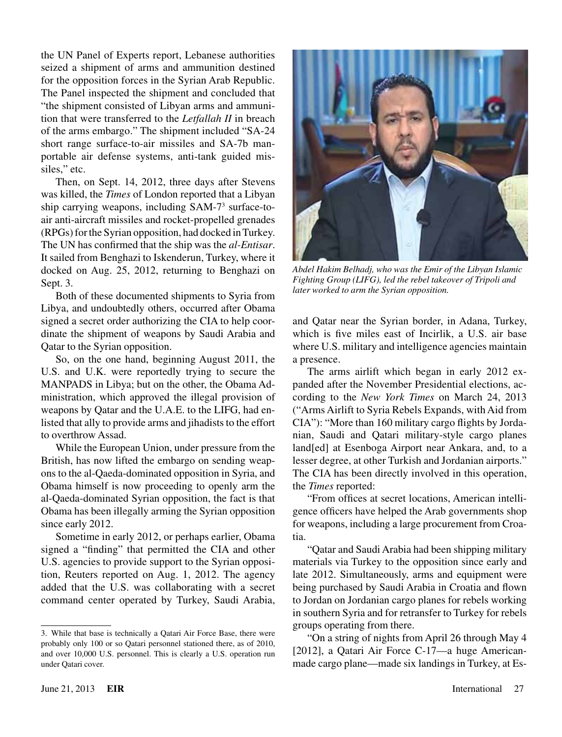the UN Panel of Experts report, Lebanese authorities seized a shipment of arms and ammunition destined for the opposition forces in the Syrian Arab Republic. The Panel inspected the shipment and concluded that "the shipment consisted of Libyan arms and ammunition that were transferred to the *Letfallah II* in breach of the arms embargo." The shipment included "SA-24 short range surface-to-air missiles and SA-7b man-portable air defense systems, anti-tank guided missiles," etc.

Then, on Sept. 14, 2012, three days after Stevens was killed, the *Times* of London reported that a Libyan ship carrying weapons, including SAM-7[3] surface-to-air anti-aircraft missiles and rocket-propelled grenades (RPGs) for the Syrian opposition, had docked in Turkey. The UN has confirmed that the ship was the *al-Entisar*. It sailed from Benghazi to Iskenderun, Turkey, where it docked on Aug. 25, 2012, returning to Benghazi on Sept. 3.

Both of these documented shipments to Syria from Libya, and undoubtedly others, occurred after Obama signed a secret order authorizing the CIA to help coordinate the shipment of weapons by Saudi Arabia and Qatar to the Syrian opposition.

So, on the one hand, beginning August 2011, the U.S. and U.K. were reportedly trying to secure the MANPADS in Libya; but on the other, the Obama Administration, which approved the illegal provision of weapons by Qatar and the U.A.E. to the LIFG, had enlisted that ally to provide arms and jihadists to the effort to overthrow Assad.

While the European Union, under pressure from the British, has now lifted the embargo on sending weapons to the al-Qaeda-dominated opposition in Syria, and Obama himself is now proceeding to openly arm the al-Qaeda-dominated Syrian opposition, the fact is that Obama has been illegally arming the Syrian opposition since early 2012.

Sometime in early 2012, or perhaps earlier, Obama signed a "finding" that permitted the CIA and other U.S. agencies to provide support to the Syrian opposition, Reuters reported on Aug. 1, 2012. The agency added that the U.S. was collaborating with a secret command center operated by Turkey, Saudi Arabia, and Qatar near the Syrian border, in Adana, Turkey, which is five miles east of Incirlik, a U.S. air base where U.S. military and intelligence agencies maintain a presence.

*Abdel Hakim Belhadj, who was the Emir of the Libyan Islamic Fighting Group (LIFG), led the rebel takeover of Tripoli and later worked to arm the Syrian opposition.*

The arms airlift which began in early 2012 expanded after the November Presidential elections, according to the *New York Times* on March 24, 2013 ("Arms Airlift to Syria Rebels Expands, with Aid from CIA"): "More than 160 military cargo flights by Jordanian, Saudi and Qatari military-style cargo planes land[ed] at Esenboga Airport near Ankara, and, to a lesser degree, at other Turkish and Jordanian airports." The CIA has been directly involved in this operation, the *Times* reported:

"From offices at secret locations, American intelligence officers have helped the Arab governments shop for weapons, including a large procurement from Croatia.

"Qatar and Saudi Arabia had been shipping military materials via Turkey to the opposition since early and late 2012. Simultaneously, arms and equipment were being purchased by Saudi Arabia in Croatia and flown to Jordan on Jordanian cargo planes for rebels working in southern Syria and for retransfer to Turkey for rebels groups operating from there.

"On a string of nights from April 26 through May 4 [2012], a Qatari Air Force C-17—a huge American-made cargo plane—made six landings in Turkey, at Es-

---

3. While that base is technically a Qatari Air Force Base, there were probably only 100 or so Qatari personnel stationed there, as of 2010, and over 10,000 U.S. personnel. This is clearly a U.S. operation run under Qatari cover.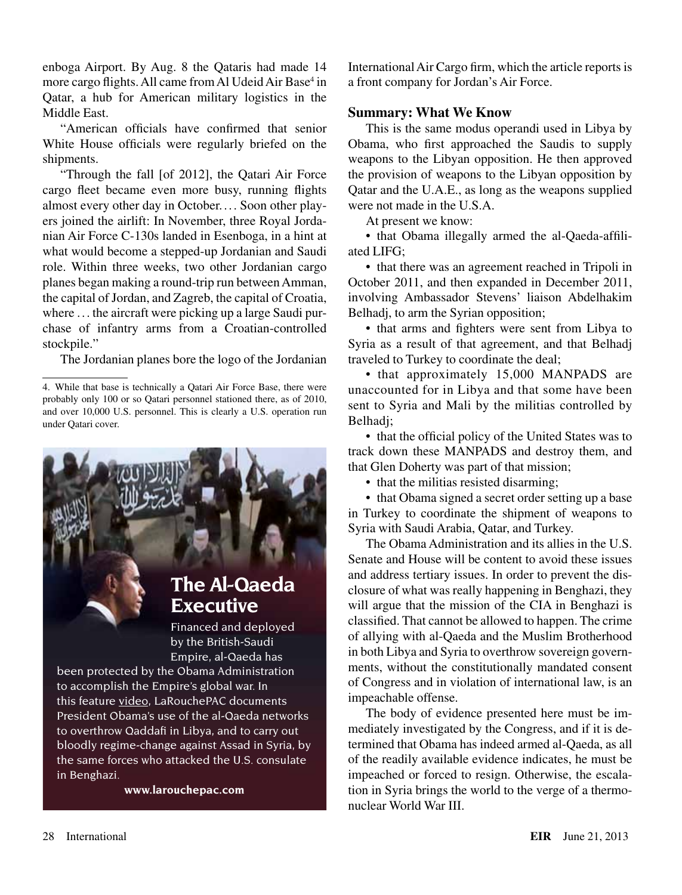enboga Airport. By Aug. 8 the Qataris had made 14 more cargo flights. All came from Al Udeid Air Base[4] in Qatar, a hub for American military logistics in the Middle East.

"American officials have confirmed that senior White House officials were regularly briefed on the shipments.

"Through the fall [of 2012], the Qatari Air Force cargo fleet became even more busy, running flights almost every other day in October. . . . Soon other players joined the airlift: In November, three Royal Jordanian Air Force C-130s landed in Esenboga, in a hint at what would become a stepped-up Jordanian and Saudi role. Within three weeks, two other Jordanian cargo planes began making a round-trip run between Amman, the capital of Jordan, and Zagreb, the capital of Croatia, where . . . the aircraft were picking up a large Saudi purchase of infantry arms from a Croatian-controlled stockpile."

The Jordanian planes bore the logo of the Jordanian International Air Cargo firm, which the article reports is a front company for Jordan's Air Force.

4. While that base is technically a Qatari Air Force Base, there were probably only 100 or so Qatari personnel stationed there, as of 2010, and over 10,000 U.S. personnel. This is clearly a U.S. operation run under Qatari cover.

**The Al-Qaeda Executive**

Financed and deployed by the British-Saudi Empire, al-Qaeda has been protected by the Obama Administration to accomplish the Empire's global war. In this feature video, LaRouchePAC documents President Obama's use of the al-Qaeda networks to overthrow Qaddafi in Libya, and to carry out bloodly regime-change against Assad in Syria, by the same forces who attacked the U.S. consulate in Benghazi.

**www.larouchepac.com**

## Summary: What We Know

This is the same modus operandi used in Libya by Obama, who first approached the Saudis to supply weapons to the Libyan opposition. He then approved the provision of weapons to the Libyan opposition by Qatar and the U.A.E., as long as the weapons supplied were not made in the U.S.A.

At present we know:

- that Obama illegally armed the al-Qaeda-affiliated LIFG;
- that there was an agreement reached in Tripoli in October 2011, and then expanded in December 2011, involving Ambassador Stevens' liaison Abdelhakim Belhadj, to arm the Syrian opposition;
- that arms and fighters were sent from Libya to Syria as a result of that agreement, and that Belhadj traveled to Turkey to coordinate the deal;
- that approximately 15,000 MANPADS are unaccounted for in Libya and that some have been sent to Syria and Mali by the militias controlled by Belhadj;
- that the official policy of the United States was to track down these MANPADS and destroy them, and that Glen Doherty was part of that mission;
- that the militias resisted disarming;
- that Obama signed a secret order setting up a base in Turkey to coordinate the shipment of weapons to Syria with Saudi Arabia, Qatar, and Turkey.

The Obama Administration and its allies in the U.S. Senate and House will be content to avoid these issues and address tertiary issues. In order to prevent the disclosure of what was really happening in Benghazi, they will argue that the mission of the CIA in Benghazi is classified. That cannot be allowed to happen. The crime of allying with al-Qaeda and the Muslim Brotherhood in both Libya and Syria to overthrow sovereign governments, without the constitutionally mandated consent of Congress and in violation of international law, is an impeachable offense.

The body of evidence presented here must be immediately investigated by the Congress, and if it is determined that Obama has indeed armed al-Qaeda, as all of the readily available evidence indicates, he must be impeached or forced to resign. Otherwise, the escalation in Syria brings the world to the verge of a thermonuclear World War III.